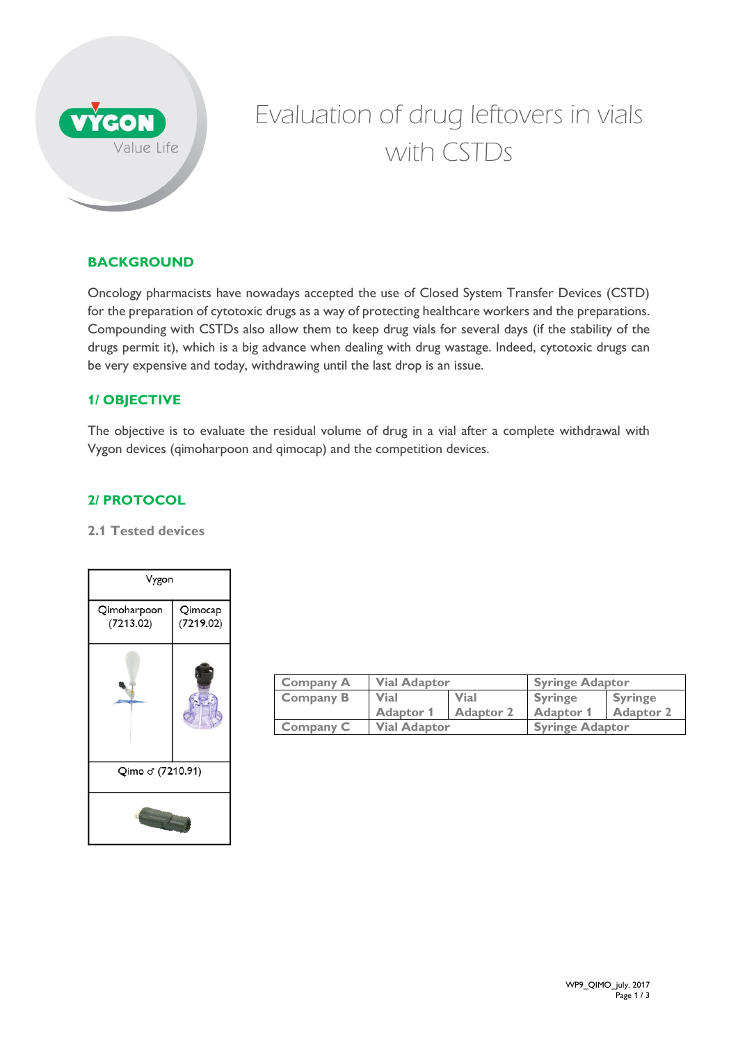# Evaluation of drug leftovers in vials with CSTDs

## BACKGROUND

Oncology pharmacists have nowadays accepted the use of Closed System Transfer Devices (CSTD) for the preparation of cytotoxic drugs as a way of protecting healthcare workers and the preparations. Compounding with CSTDs also allow them to keep drug vials for several days (if the stability of the drugs permit it), which is a big advance when dealing with drug wastage. Indeed, cytotoxic drugs can be very expensive and today, withdrawing until the last drop is an issue.

## 1/ OBJECTIVE

The objective is to evaluate the residual volume of drug in a vial after a complete withdrawal with Vygon devices (qimoharpoon and qimocap) and the competition devices.

## 2/ PROTOCOL

### 2.1 Tested devices

| Vygon | |
|---|---|
| Qimoharpoon (7213.02) | Qimocap (7219.02) |
| Qimo ♂ (7210.91) | |

| Company A | Vial Adaptor | | Syringe Adaptor | |
|---|---|---|---|---|
| Company B | Vial Adaptor 1 | Vial Adaptor 2 | Syringe Adaptor 1 | Syringe Adaptor 2 |
| Company C | Vial Adaptor | | Syringe Adaptor | |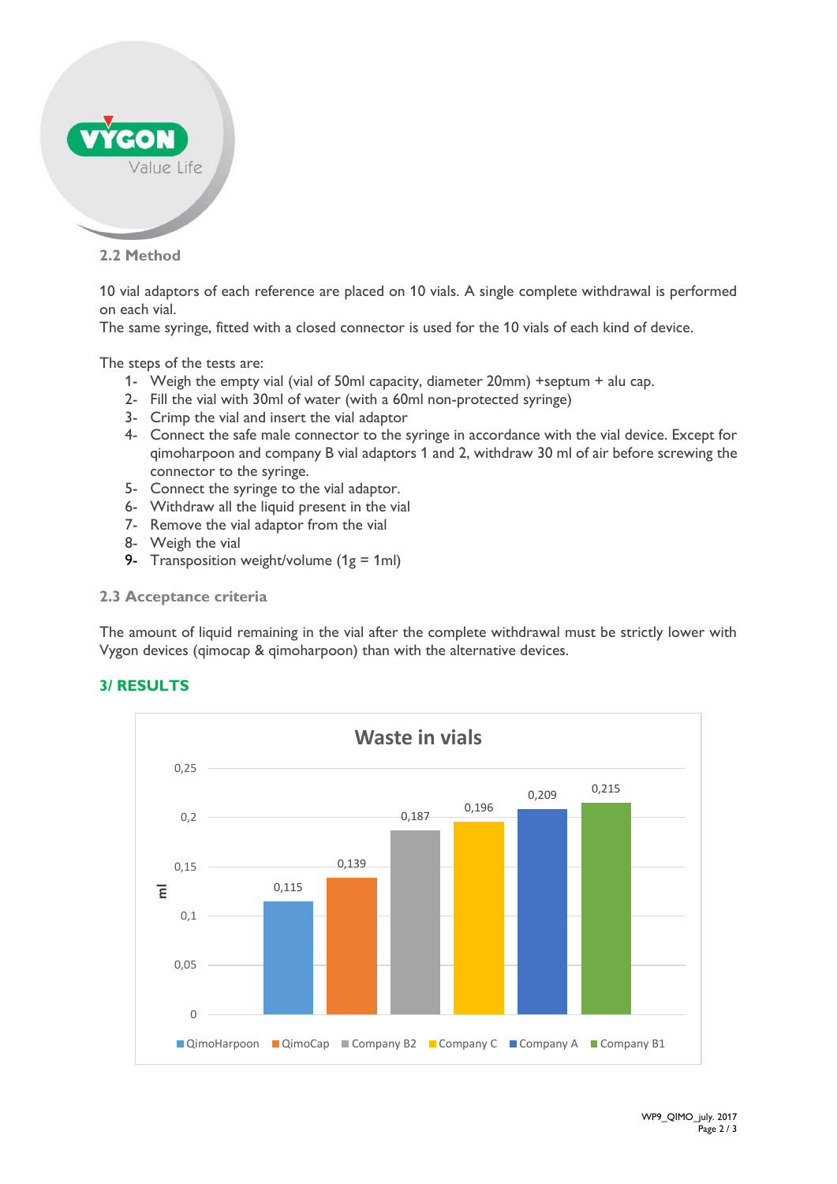### 2.2 Method

10 vial adaptors of each reference are placed on 10 vials. A single complete withdrawal is performed on each vial.
The same syringe, fitted with a closed connector is used for the 10 vials of each kind of device.

The steps of the tests are:

1- Weigh the empty vial (vial of 50ml capacity, diameter 20mm) +septum + alu cap.
2- Fill the vial with 30ml of water (with a 60ml non-protected syringe)
3- Crimp the vial and insert the vial adaptor
4- Connect the safe male connector to the syringe in accordance with the vial device. Except for qimoharpoon and company B vial adaptors 1 and 2, withdraw 30 ml of air before screwing the connector to the syringe.
5- Connect the syringe to the vial adaptor.
6- Withdraw all the liquid present in the vial
7- Remove the vial adaptor from the vial
8- Weigh the vial
9- Transposition weight/volume (1g = 1ml)

### 2.3 Acceptance criteria

The amount of liquid remaining in the vial after the complete withdrawal must be strictly lower with Vygon devices (qimocap & qimoharpoon) than with the alternative devices.

## 3/ RESULTS

**Waste in vials**

| Device | Waste (ml) |
|---|---|
| QimoHarpoon | 0,115 |
| QimoCap | 0,139 |
| Company B2 | 0,187 |
| Company C | 0,196 |
| Company A | 0,209 |
| Company B1 | 0,215 |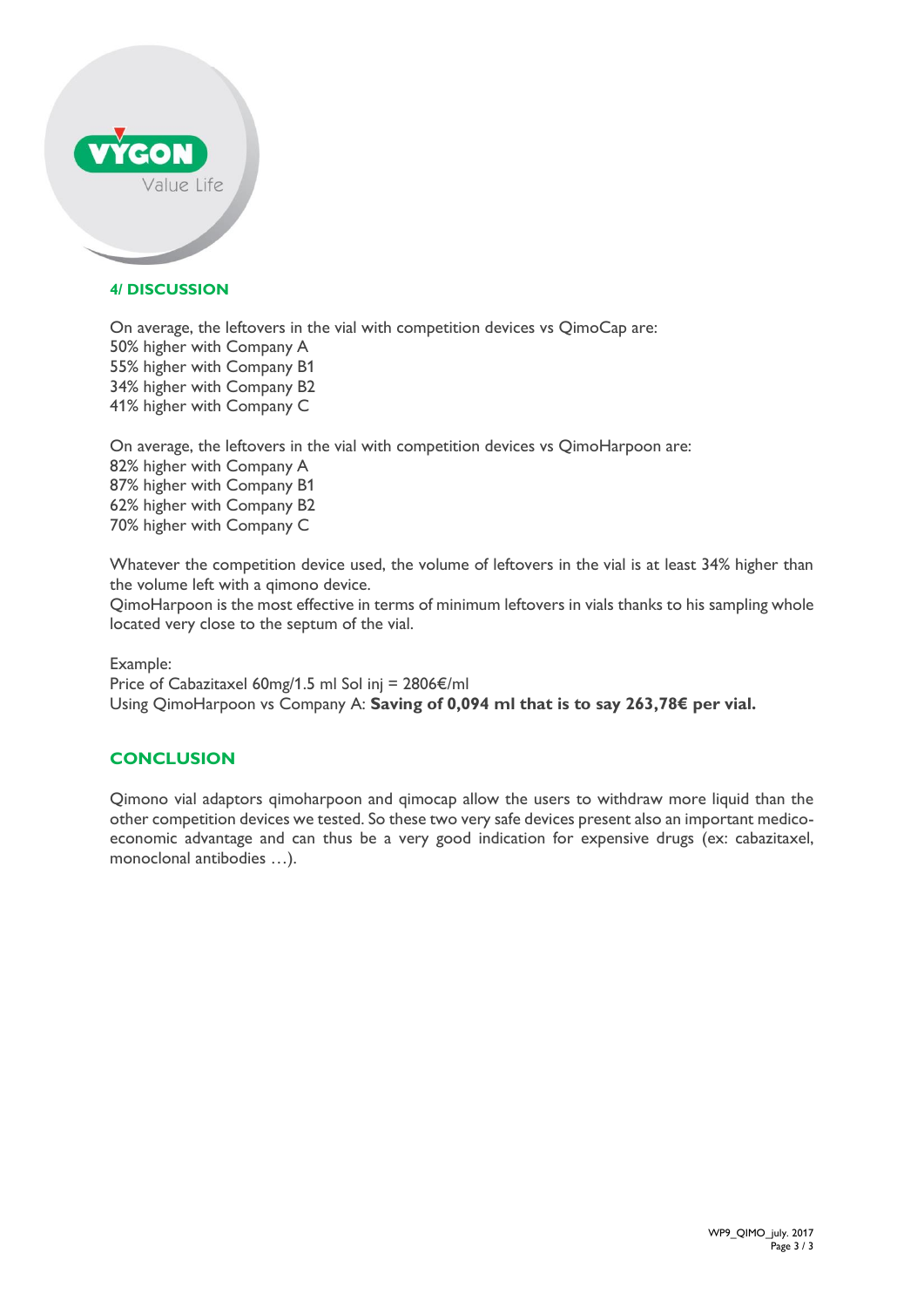## 4/ DISCUSSION

On average, the leftovers in the vial with competition devices vs QimoCap are:
50% higher with Company A
55% higher with Company B1
34% higher with Company B2
41% higher with Company C

On average, the leftovers in the vial with competition devices vs QimoHarpoon are:
82% higher with Company A
87% higher with Company B1
62% higher with Company B2
70% higher with Company C

Whatever the competition device used, the volume of leftovers in the vial is at least 34% higher than the volume left with a qimono device.
QimoHarpoon is the most effective in terms of minimum leftovers in vials thanks to his sampling whole located very close to the septum of the vial.

Example:
Price of Cabazitaxel 60mg/1.5 ml Sol inj = 2806€/ml
Using QimoHarpoon vs Company A: **Saving of 0,094 ml that is to say 263,78€ per vial.**

## CONCLUSION

Qimono vial adaptors qimoharpoon and qimocap allow the users to withdraw more liquid than the other competition devices we tested. So these two very safe devices present also an important medico-economic advantage and can thus be a very good indication for expensive drugs (ex: cabazitaxel, monoclonal antibodies …).